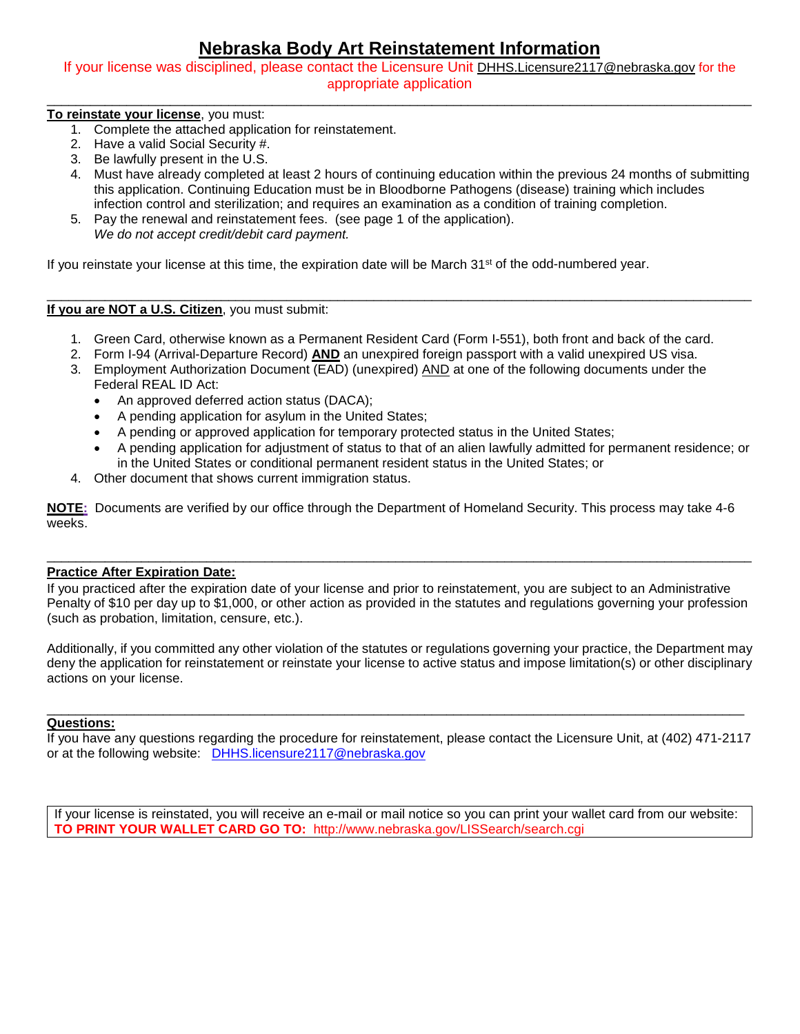# Nebraska Body Art Reinstatement Information

If your license was disciplined, please contact the Licensure Unit DHHS.Licensure2117@nebraska.gov for the appropriate application

---

**To reinstate your license**, you must:

1. Complete the attached application for reinstatement.
2. Have a valid Social Security #.
3. Be lawfully present in the U.S.
4. Must have already completed at least 2 hours of continuing education within the previous 24 months of submitting this application. Continuing Education must be in Bloodborne Pathogens (disease) training which includes infection control and sterilization; and requires an examination as a condition of training completion.
5. Pay the renewal and reinstatement fees. (see page 1 of the application). *We do not accept credit/debit card payment.*

If you reinstate your license at this time, the expiration date will be March 31st of the odd-numbered year.

---

**If you are NOT a U.S. Citizen**, you must submit:

1. Green Card, otherwise known as a Permanent Resident Card (Form I-551), both front and back of the card.
2. Form I-94 (Arrival-Departure Record) **AND** an unexpired foreign passport with a valid unexpired US visa.
3. Employment Authorization Document (EAD) (unexpired) AND at one of the following documents under the Federal REAL ID Act:
   - An approved deferred action status (DACA);
   - A pending application for asylum in the United States;
   - A pending or approved application for temporary protected status in the United States;
   - A pending application for adjustment of status to that of an alien lawfully admitted for permanent residence; or in the United States or conditional permanent resident status in the United States; or
4. Other document that shows current immigration status.

**NOTE:** Documents are verified by our office through the Department of Homeland Security. This process may take 4-6 weeks.

---

**Practice After Expiration Date:**

If you practiced after the expiration date of your license and prior to reinstatement, you are subject to an Administrative Penalty of $10 per day up to $1,000, or other action as provided in the statutes and regulations governing your profession (such as probation, limitation, censure, etc.).

Additionally, if you committed any other violation of the statutes or regulations governing your practice, the Department may deny the application for reinstatement or reinstate your license to active status and impose limitation(s) or other disciplinary actions on your license.

---

**Questions:**

If you have any questions regarding the procedure for reinstatement, please contact the Licensure Unit, at (402) 471-2117 or at the following website: DHHS.licensure2117@nebraska.gov

If your license is reinstated, you will receive an e-mail or mail notice so you can print your wallet card from our website:
**TO PRINT YOUR WALLET CARD GO TO:** http://www.nebraska.gov/LISSearch/search.cgi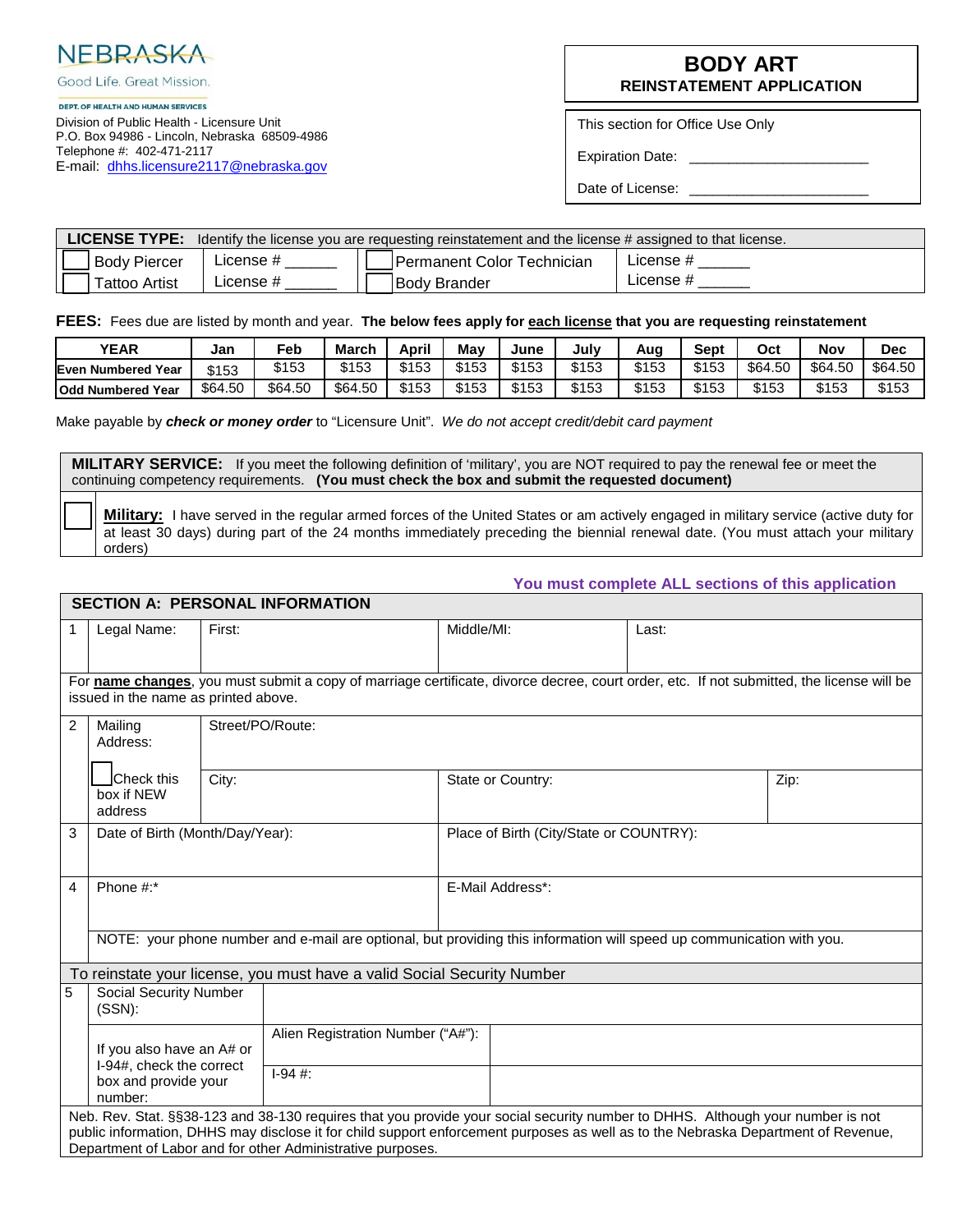NEBRASKA

Good Life. Great Mission.

DEPT. OF HEALTH AND HUMAN SERVICES

Division of Public Health - Licensure Unit
P.O. Box 94986 - Lincoln, Nebraska 68509-4986
Telephone #: 402-471-2117
E-mail: dhhs.licensure2117@nebraska.gov

# BODY ART
## REINSTATEMENT APPLICATION

This section for Office Use Only

Expiration Date: ______________________

Date of License: ______________________

| **LICENSE TYPE:** Identify the license you are requesting reinstatement and the license # assigned to that license. | | | |
|---|---|---|---|
| ☐ Body Piercer | License # ______ | ☐ Permanent Color Technician | License # ______ |
| ☐ Tattoo Artist | License # ______ | ☐ Body Brander | License # ______ |

**FEES:** Fees due are listed by month and year. **The below fees apply for each license that you are requesting reinstatement**

| YEAR | Jan | Feb | March | April | May | June | July | Aug | Sept | Oct | Nov | Dec |
|---|---|---|---|---|---|---|---|---|---|---|---|---|
| **Even Numbered Year** | $153 | $153 | $153 | $153 | $153 | $153 | $153 | $153 | $153 | $64.50 | $64.50 | $64.50 |
| **Odd Numbered Year** | $64.50 | $64.50 | $64.50 | $153 | $153 | $153 | $153 | $153 | $153 | $153 | $153 | $153 |

Make payable by ***check or money order*** to "Licensure Unit". *We do not accept credit/debit card payment*

**MILITARY SERVICE:** If you meet the following definition of 'military', you are NOT required to pay the renewal fee or meet the continuing competency requirements. **(You must check the box and submit the requested document)**

☐ **Military:** I have served in the regular armed forces of the United States or am actively engaged in military service (active duty for at least 30 days) during part of the 24 months immediately preceding the biennial renewal date. (You must attach your military orders)

**You must complete ALL sections of this application**

## SECTION A: PERSONAL INFORMATION

| | | | | |
|---|---|---|---|---|
| 1 | Legal Name: | First: | Middle/MI: | Last: |
| | For **name changes**, you must submit a copy of marriage certificate, divorce decree, court order, etc. If not submitted, the license will be issued in the name as printed above. | | | |
| 2 | Mailing Address: ☐ Check this box if NEW address | Street/PO/Route: | | |
| | | City: | State or Country: | Zip: |
| 3 | Date of Birth (Month/Day/Year): | | Place of Birth (City/State or COUNTRY): | |
| 4 | Phone #:* | | E-Mail Address*: | |
| | NOTE: your phone number and e-mail are optional, but providing this information will speed up communication with you. | | | |

To reinstate your license, you must have a valid Social Security Number

| | | | |
|---|---|---|---|
| 5 | Social Security Number (SSN): | | |
| | If you also have an A# or I-94#, check the correct box and provide your number: | Alien Registration Number ("A#"): | |
| | | I-94 #: | |

Neb. Rev. Stat. §§38-123 and 38-130 requires that you provide your social security number to DHHS. Although your number is not public information, DHHS may disclose it for child support enforcement purposes as well as to the Nebraska Department of Revenue, Department of Labor and for other Administrative purposes.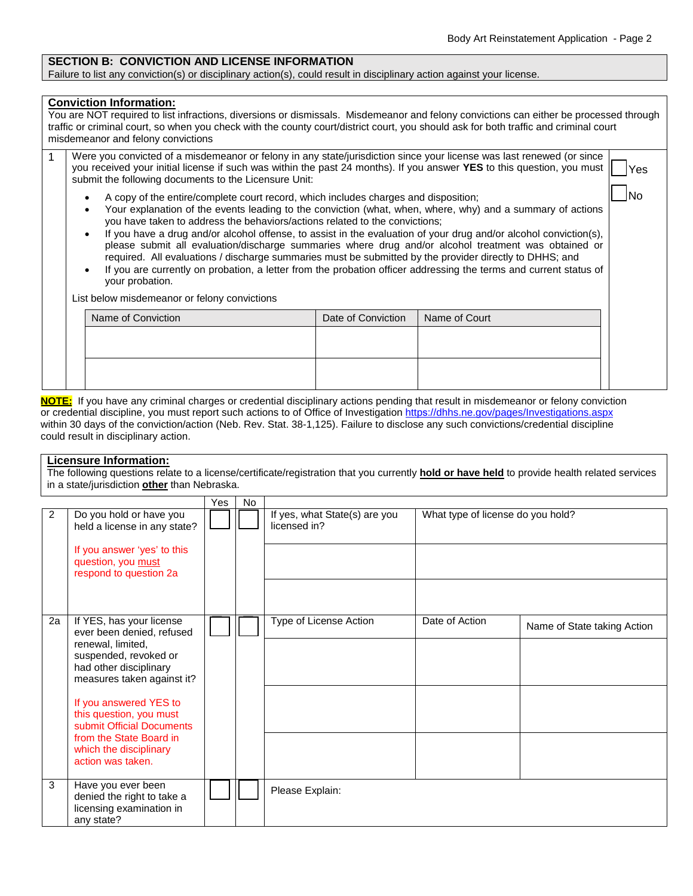## SECTION B: CONVICTION AND LICENSE INFORMATION

Failure to list any conviction(s) or disciplinary action(s), could result in disciplinary action against your license.

### Conviction Information:

You are NOT required to list infractions, diversions or dismissals. Misdemeanor and felony convictions can either be processed through traffic or criminal court, so when you check with the county court/district court, you should ask for both traffic and criminal court misdemeanor and felony convictions

1. Were you convicted of a misdemeanor or felony in any state/jurisdiction since your license was last renewed (or since you received your initial license if such was within the past 24 months). If you answer **YES** to this question, you must submit the following documents to the Licensure Unit:

   ☐ Yes ☐ No

   - A copy of the entire/complete court record, which includes charges and disposition;
   - Your explanation of the events leading to the conviction (what, when, where, why) and a summary of actions you have taken to address the behaviors/actions related to the convictions;
   - If you have a drug and/or alcohol offense, to assist in the evaluation of your drug and/or alcohol conviction(s), please submit all evaluation/discharge summaries where drug and/or alcohol treatment was obtained or required. All evaluations / discharge summaries must be submitted by the provider directly to DHHS; and
   - If you are currently on probation, a letter from the probation officer addressing the terms and current status of your probation.

   List below misdemeanor or felony convictions

| Name of Conviction | Date of Conviction | Name of Court |
|---|---|---|
| | | |
| | | |

**NOTE:** If you have any criminal charges or credential disciplinary actions pending that result in misdemeanor or felony conviction or credential discipline, you must report such actions to of Office of Investigation https://dhhs.ne.gov/pages/Investigations.aspx within 30 days of the conviction/action (Neb. Rev. Stat. 38-1,125). Failure to disclose any such convictions/credential discipline could result in disciplinary action.

### Licensure Information:

The following questions relate to a license/certificate/registration that you currently **hold or have held** to provide health related services in a state/jurisdiction **other** than Nebraska.

| # | Question | Yes | No | | | |
|---|---|---|---|---|---|---|
| 2 | Do you hold or have you held a license in any state? If you answer 'yes' to this question, you must respond to question 2a | ☐ | ☐ | If yes, what State(s) are you licensed in? | What type of license do you hold? | |
| | | | | | | |
| | | | | | | |
| 2a | If YES, has your license ever been denied, refused renewal, limited, suspended, revoked or had other disciplinary measures taken against it? If you answered YES to this question, you must submit Official Documents from the State Board in which the disciplinary action was taken. | ☐ | ☐ | Type of License Action | Date of Action | Name of State taking Action |
| | | | | | | |
| | | | | | | |
| | | | | | | |
| 3 | Have you ever been denied the right to take a licensing examination in any state? | ☐ | ☐ | Please Explain: | | |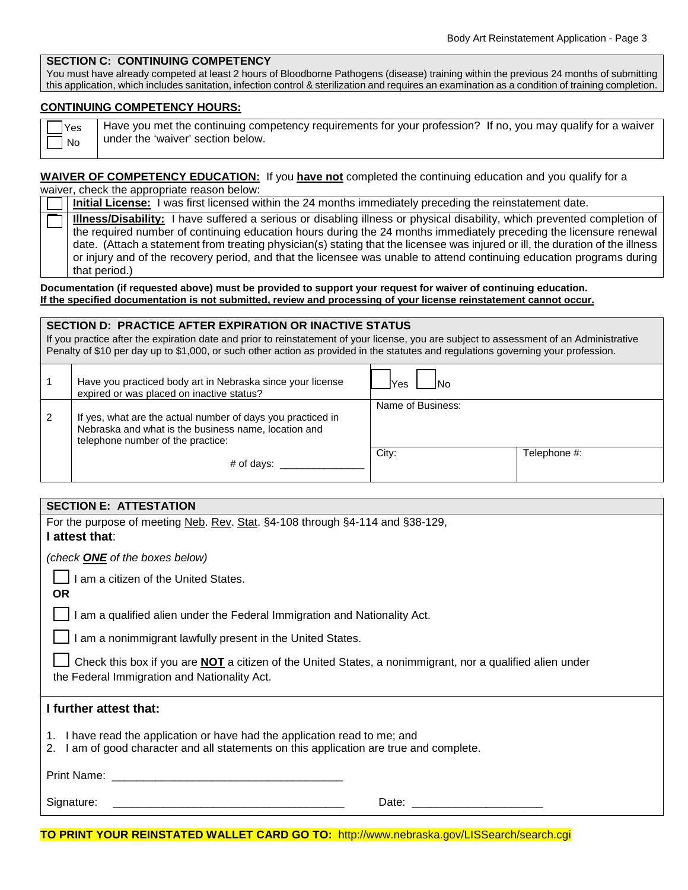## SECTION C: CONTINUING COMPETENCY

You must have already competed at least 2 hours of Bloodborne Pathogens (disease) training within the previous 24 months of submitting this application, which includes sanitation, infection control & sterilization and requires an examination as a condition of training completion.

**CONTINUING COMPETENCY HOURS:**

| | |
|---|---|
| ☐ Yes<br>☐ No | Have you met the continuing competency requirements for your profession? If no, you may qualify for a waiver under the 'waiver' section below. |

**WAIVER OF COMPETENCY EDUCATION:** If you **have not** completed the continuing education and you qualify for a waiver, check the appropriate reason below:

| | |
|---|---|
| ☐ | **Initial License:** I was first licensed within the 24 months immediately preceding the reinstatement date. |
| ☐ | **Illness/Disability:** I have suffered a serious or disabling illness or physical disability, which prevented completion of the required number of continuing education hours during the 24 months immediately preceding the licensure renewal date. (Attach a statement from treating physician(s) stating that the licensee was injured or ill, the duration of the illness or injury and of the recovery period, and that the licensee was unable to attend continuing education programs during that period.) |

**Documentation (if requested above) must be provided to support your request for waiver of continuing education.**
**If the specified documentation is not submitted, review and processing of your license reinstatement cannot occur.**

## SECTION D: PRACTICE AFTER EXPIRATION OR INACTIVE STATUS

If you practice after the expiration date and prior to reinstatement of your license, you are subject to assessment of an Administrative Penalty of $10 per day up to $1,000, or such other action as provided in the statutes and regulations governing your profession.

| | | | |
|---|---|---|---|
| 1 | Have you practiced body art in Nebraska since your license expired or was placed on inactive status? | ☐ Yes ☐ No | |
| 2 | If yes, what are the actual number of days you practiced in Nebraska and what is the business name, location and telephone number of the practice: | Name of Business: | |
| | # of days: _______________ | City: | Telephone #: |

## SECTION E: ATTESTATION

For the purpose of meeting Neb. Rev. Stat. §4-108 through §4-114 and §38-129,
**I attest that**:

*(check **ONE** of the boxes below)*

☐ I am a citizen of the United States.

**OR**

☐ I am a qualified alien under the Federal Immigration and Nationality Act.

☐ I am a nonimmigrant lawfully present in the United States.

☐ Check this box if you are **NOT** a citizen of the United States, a nonimmigrant, nor a qualified alien under the Federal Immigration and Nationality Act.

**I further attest that:**

1. I have read the application or have had the application read to me; and
2. I am of good character and all statements on this application are true and complete.

Print Name: _____________________________________

Signature: _____________________________________ Date: ____________________

**TO PRINT YOUR REINSTATED WALLET CARD GO TO:** http://www.nebraska.gov/LISSearch/search.cgi